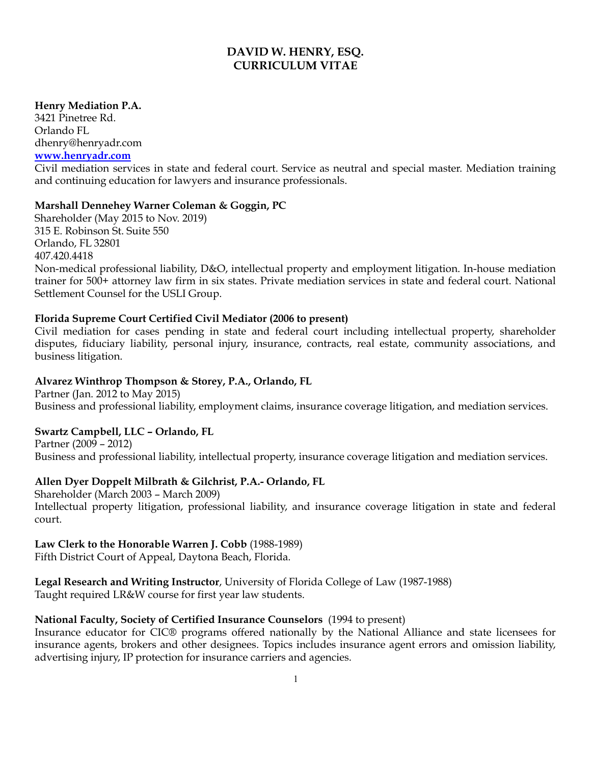# DAVID W. HENRY, ESQ.
# CURRICULUM VITAE

**Henry Mediation P.A.**
3421 Pinetree Rd.
Orlando FL
dhenry@henryadr.com
**[www.henryadr.com](http://www.henryadr.com)**
Civil mediation services in state and federal court. Service as neutral and special master. Mediation training and continuing education for lawyers and insurance professionals.

**Marshall Dennehey Warner Coleman & Goggin, PC**
Shareholder (May 2015 to Nov. 2019)
315 E. Robinson St. Suite 550
Orlando, FL 32801
407.420.4418
Non-medical professional liability, D&O, intellectual property and employment litigation. In-house mediation trainer for 500+ attorney law firm in six states. Private mediation services in state and federal court. National Settlement Counsel for the USLI Group.

**Florida Supreme Court Certified Civil Mediator (2006 to present)**
Civil mediation for cases pending in state and federal court including intellectual property, shareholder disputes, fiduciary liability, personal injury, insurance, contracts, real estate, community associations, and business litigation.

**Alvarez Winthrop Thompson & Storey, P.A., Orlando, FL**
Partner (Jan. 2012 to May 2015)
Business and professional liability, employment claims, insurance coverage litigation, and mediation services.

**Swartz Campbell, LLC – Orlando, FL**
Partner (2009 – 2012)
Business and professional liability, intellectual property, insurance coverage litigation and mediation services.

**Allen Dyer Doppelt Milbrath & Gilchrist, P.A.- Orlando, FL**
Shareholder (March 2003 – March 2009)
Intellectual property litigation, professional liability, and insurance coverage litigation in state and federal court.

**Law Clerk to the Honorable Warren J. Cobb** (1988-1989)
Fifth District Court of Appeal, Daytona Beach, Florida.

**Legal Research and Writing Instructor**, University of Florida College of Law (1987-1988)
Taught required LR&W course for first year law students.

**National Faculty, Society of Certified Insurance Counselors** (1994 to present)
Insurance educator for CIC® programs offered nationally by the National Alliance and state licensees for insurance agents, brokers and other designees. Topics includes insurance agent errors and omission liability, advertising injury, IP protection for insurance carriers and agencies.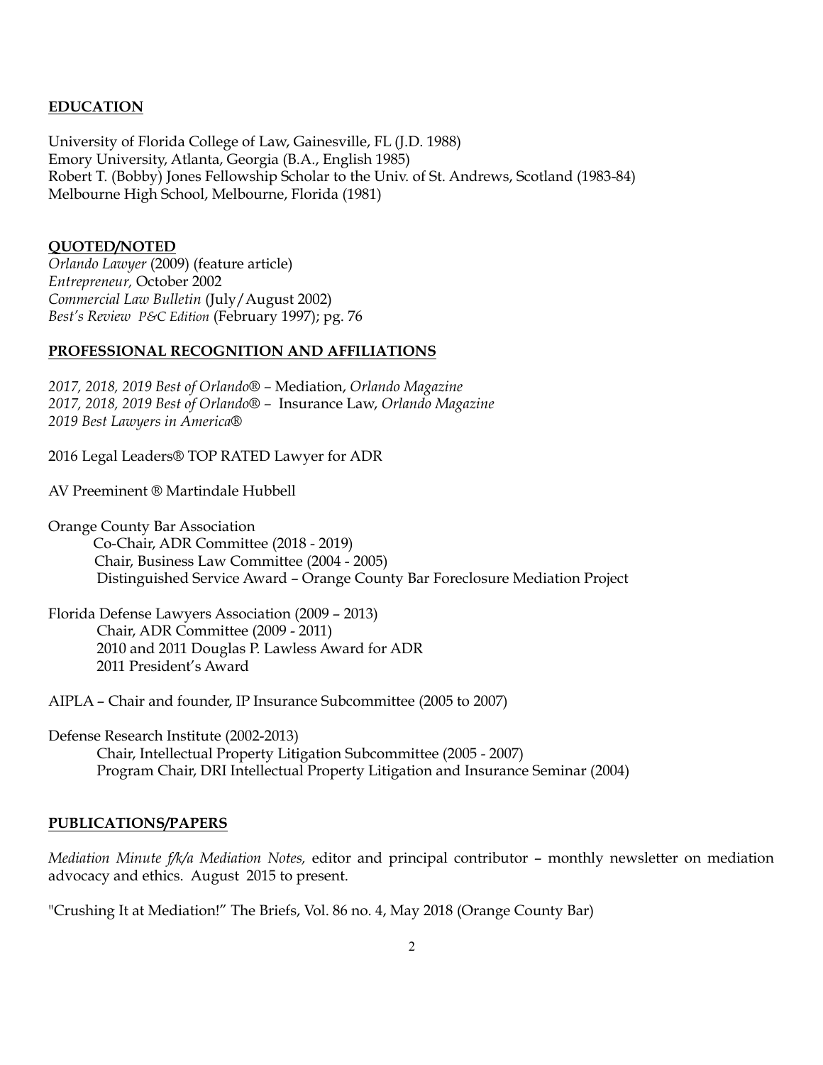## EDUCATION

University of Florida College of Law, Gainesville, FL (J.D. 1988)
Emory University, Atlanta, Georgia (B.A., English 1985)
Robert T. (Bobby) Jones Fellowship Scholar to the Univ. of St. Andrews, Scotland (1983-84)
Melbourne High School, Melbourne, Florida (1981)

## QUOTED/NOTED

*Orlando Lawyer* (2009) (feature article)
*Entrepreneur,* October 2002
*Commercial Law Bulletin* (July/August 2002)
*Best's Review P&C Edition* (February 1997); pg. 76

## PROFESSIONAL RECOGNITION AND AFFILIATIONS

*2017, 2018, 2019 Best of Orlando®* – Mediation, *Orlando Magazine*
*2017, 2018, 2019 Best of Orlando®* – Insurance Law, *Orlando Magazine*
*2019 Best Lawyers in America®*

2016 Legal Leaders® TOP RATED Lawyer for ADR

AV Preeminent ® Martindale Hubbell

Orange County Bar Association
- Co-Chair, ADR Committee (2018 - 2019)
- Chair, Business Law Committee (2004 - 2005)
- Distinguished Service Award – Orange County Bar Foreclosure Mediation Project

Florida Defense Lawyers Association (2009 – 2013)
- Chair, ADR Committee (2009 - 2011)
- 2010 and 2011 Douglas P. Lawless Award for ADR
- 2011 President's Award

AIPLA – Chair and founder, IP Insurance Subcommittee (2005 to 2007)

Defense Research Institute (2002-2013)
- Chair, Intellectual Property Litigation Subcommittee (2005 - 2007)
- Program Chair, DRI Intellectual Property Litigation and Insurance Seminar (2004)

## PUBLICATIONS/PAPERS

*Mediation Minute f/k/a Mediation Notes,* editor and principal contributor – monthly newsletter on mediation advocacy and ethics. August 2015 to present.

"Crushing It at Mediation!" The Briefs, Vol. 86 no. 4, May 2018 (Orange County Bar)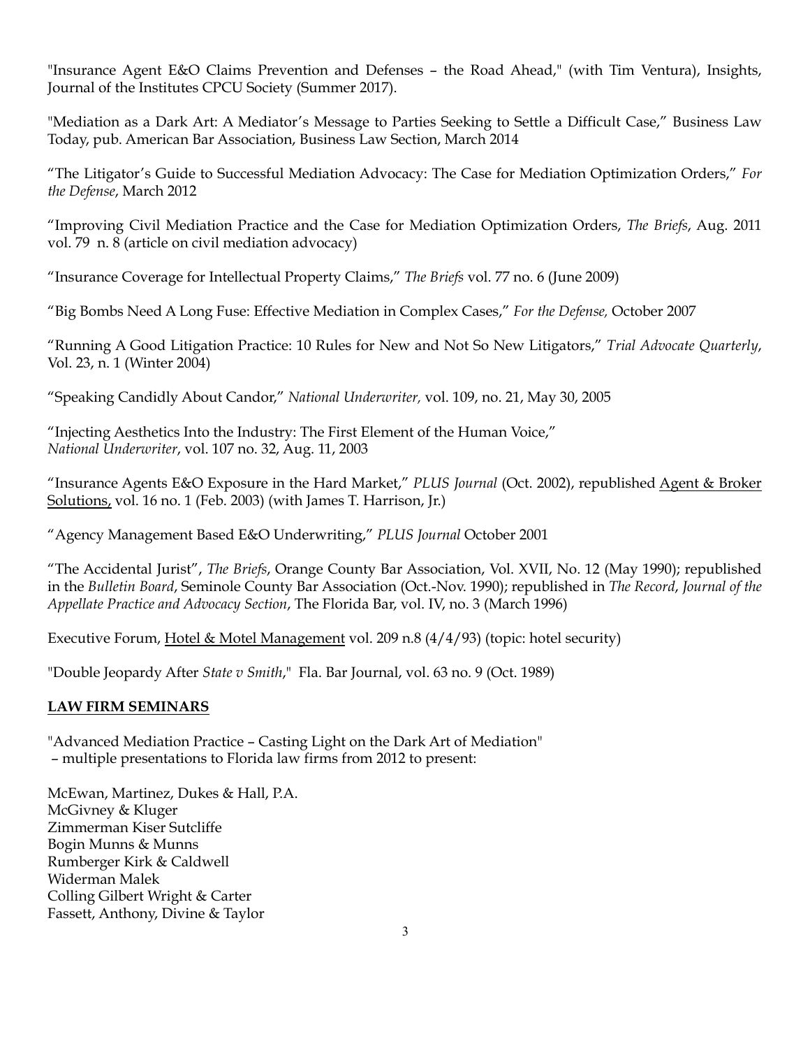"Insurance Agent E&O Claims Prevention and Defenses – the Road Ahead," (with Tim Ventura), Insights, Journal of the Institutes CPCU Society (Summer 2017).

"Mediation as a Dark Art: A Mediator's Message to Parties Seeking to Settle a Difficult Case," Business Law Today, pub. American Bar Association, Business Law Section, March 2014

"The Litigator's Guide to Successful Mediation Advocacy: The Case for Mediation Optimization Orders," *For the Defense*, March 2012

"Improving Civil Mediation Practice and the Case for Mediation Optimization Orders, *The Briefs*, Aug. 2011 vol. 79 n. 8 (article on civil mediation advocacy)

"Insurance Coverage for Intellectual Property Claims," *The Briefs* vol. 77 no. 6 (June 2009)

"Big Bombs Need A Long Fuse: Effective Mediation in Complex Cases," *For the Defense,* October 2007

"Running A Good Litigation Practice: 10 Rules for New and Not So New Litigators," *Trial Advocate Quarterly*, Vol. 23, n. 1 (Winter 2004)

"Speaking Candidly About Candor," *National Underwriter,* vol. 109, no. 21, May 30, 2005

"Injecting Aesthetics Into the Industry: The First Element of the Human Voice," *National Underwriter*, vol. 107 no. 32, Aug. 11, 2003

"Insurance Agents E&O Exposure in the Hard Market," *PLUS Journal* (Oct. 2002), republished <u>Agent & Broker Solutions,</u> vol. 16 no. 1 (Feb. 2003) (with James T. Harrison, Jr.)

"Agency Management Based E&O Underwriting," *PLUS Journal* October 2001

"The Accidental Jurist", *The Briefs*, Orange County Bar Association, Vol. XVII, No. 12 (May 1990); republished in the *Bulletin Board*, Seminole County Bar Association (Oct.-Nov. 1990); republished in *The Record*, *Journal of the Appellate Practice and Advocacy Section*, The Florida Bar, vol. IV, no. 3 (March 1996)

Executive Forum, <u>Hotel & Motel Management</u> vol. 209 n.8 (4/4/93) (topic: hotel security)

"Double Jeopardy After *State v Smith*," Fla. Bar Journal, vol. 63 no. 9 (Oct. 1989)

## **<u>LAW FIRM SEMINARS</u>**

"Advanced Mediation Practice – Casting Light on the Dark Art of Mediation"
– multiple presentations to Florida law firms from 2012 to present:

McEwan, Martinez, Dukes & Hall, P.A.
McGivney & Kluger
Zimmerman Kiser Sutcliffe
Bogin Munns & Munns
Rumberger Kirk & Caldwell
Widerman Malek
Colling Gilbert Wright & Carter
Fassett, Anthony, Divine & Taylor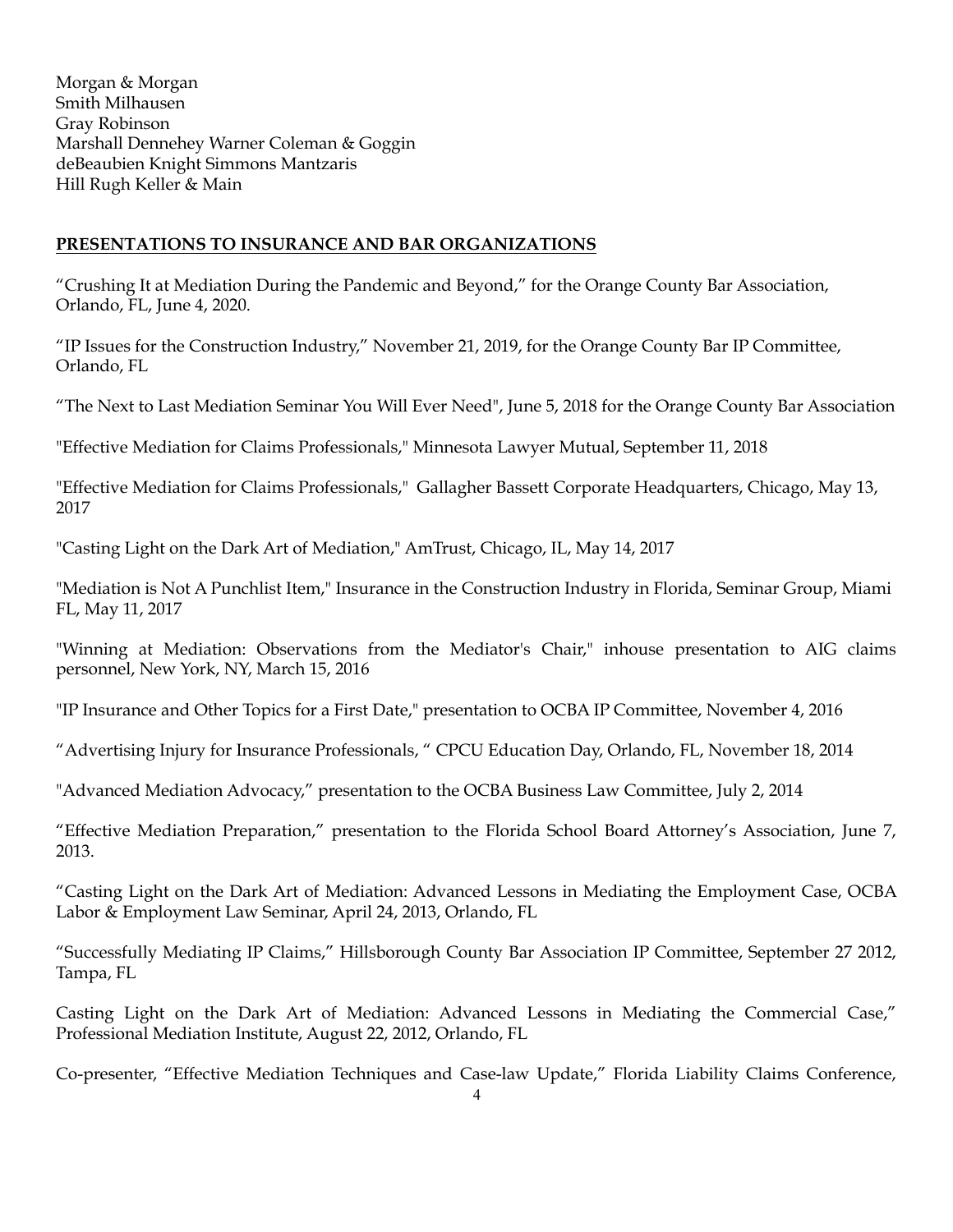Morgan & Morgan
Smith Milhausen
Gray Robinson
Marshall Dennehey Warner Coleman & Goggin
deBeaubien Knight Simmons Mantzaris
Hill Rugh Keller & Main

## **PRESENTATIONS TO INSURANCE AND BAR ORGANIZATIONS**

“Crushing It at Mediation During the Pandemic and Beyond,” for the Orange County Bar Association, Orlando, FL, June 4, 2020.

“IP Issues for the Construction Industry,” November 21, 2019, for the Orange County Bar IP Committee, Orlando, FL

“The Next to Last Mediation Seminar You Will Ever Need", June 5, 2018 for the Orange County Bar Association

"Effective Mediation for Claims Professionals," Minnesota Lawyer Mutual, September 11, 2018

"Effective Mediation for Claims Professionals," Gallagher Bassett Corporate Headquarters, Chicago, May 13, 2017

"Casting Light on the Dark Art of Mediation," AmTrust, Chicago, IL, May 14, 2017

"Mediation is Not A Punchlist Item," Insurance in the Construction Industry in Florida, Seminar Group, Miami FL, May 11, 2017

"Winning at Mediation: Observations from the Mediator's Chair," inhouse presentation to AIG claims personnel, New York, NY, March 15, 2016

"IP Insurance and Other Topics for a First Date," presentation to OCBA IP Committee, November 4, 2016

“Advertising Injury for Insurance Professionals, “ CPCU Education Day, Orlando, FL, November 18, 2014

"Advanced Mediation Advocacy,” presentation to the OCBA Business Law Committee, July 2, 2014

“Effective Mediation Preparation,” presentation to the Florida School Board Attorney’s Association, June 7, 2013.

“Casting Light on the Dark Art of Mediation: Advanced Lessons in Mediating the Employment Case, OCBA Labor & Employment Law Seminar, April 24, 2013, Orlando, FL

“Successfully Mediating IP Claims,” Hillsborough County Bar Association IP Committee, September 27 2012, Tampa, FL

Casting Light on the Dark Art of Mediation: Advanced Lessons in Mediating the Commercial Case,” Professional Mediation Institute, August 22, 2012, Orlando, FL

Co-presenter, “Effective Mediation Techniques and Case-law Update,” Florida Liability Claims Conference,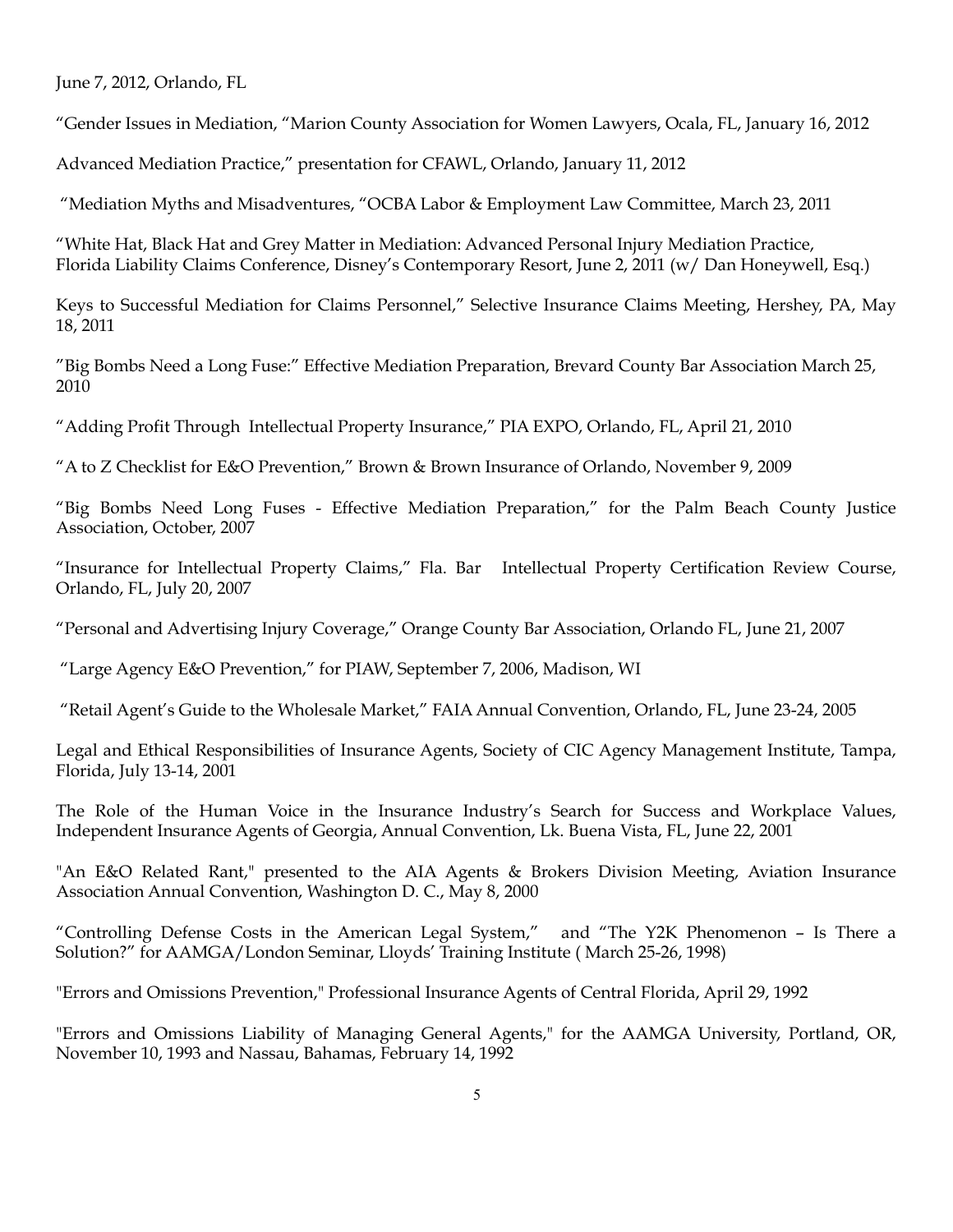June 7, 2012, Orlando, FL

“Gender Issues in Mediation, “Marion County Association for Women Lawyers, Ocala, FL, January 16, 2012

Advanced Mediation Practice,” presentation for CFAWL, Orlando, January 11, 2012

“Mediation Myths and Misadventures, “OCBA Labor & Employment Law Committee, March 23, 2011

“White Hat, Black Hat and Grey Matter in Mediation: Advanced Personal Injury Mediation Practice, Florida Liability Claims Conference, Disney’s Contemporary Resort, June 2, 2011 (w/ Dan Honeywell, Esq.)

Keys to Successful Mediation for Claims Personnel,” Selective Insurance Claims Meeting, Hershey, PA, May 18, 2011

”Big Bombs Need a Long Fuse:” Effective Mediation Preparation, Brevard County Bar Association March 25, 2010

“Adding Profit Through Intellectual Property Insurance,” PIA EXPO, Orlando, FL, April 21, 2010

“A to Z Checklist for E&O Prevention,” Brown & Brown Insurance of Orlando, November 9, 2009

“Big Bombs Need Long Fuses - Effective Mediation Preparation,” for the Palm Beach County Justice Association, October, 2007

“Insurance for Intellectual Property Claims,” Fla. Bar Intellectual Property Certification Review Course, Orlando, FL, July 20, 2007

“Personal and Advertising Injury Coverage,” Orange County Bar Association, Orlando FL, June 21, 2007

“Large Agency E&O Prevention,” for PIAW, September 7, 2006, Madison, WI

“Retail Agent’s Guide to the Wholesale Market,” FAIA Annual Convention, Orlando, FL, June 23-24, 2005

Legal and Ethical Responsibilities of Insurance Agents, Society of CIC Agency Management Institute, Tampa, Florida, July 13-14, 2001

The Role of the Human Voice in the Insurance Industry’s Search for Success and Workplace Values, Independent Insurance Agents of Georgia, Annual Convention, Lk. Buena Vista, FL, June 22, 2001

"An E&O Related Rant," presented to the AIA Agents & Brokers Division Meeting, Aviation Insurance Association Annual Convention, Washington D. C., May 8, 2000

“Controlling Defense Costs in the American Legal System,” and “The Y2K Phenomenon – Is There a Solution?” for AAMGA/London Seminar, Lloyds’ Training Institute ( March 25-26, 1998)

"Errors and Omissions Prevention," Professional Insurance Agents of Central Florida, April 29, 1992

"Errors and Omissions Liability of Managing General Agents," for the AAMGA University, Portland, OR, November 10, 1993 and Nassau, Bahamas, February 14, 1992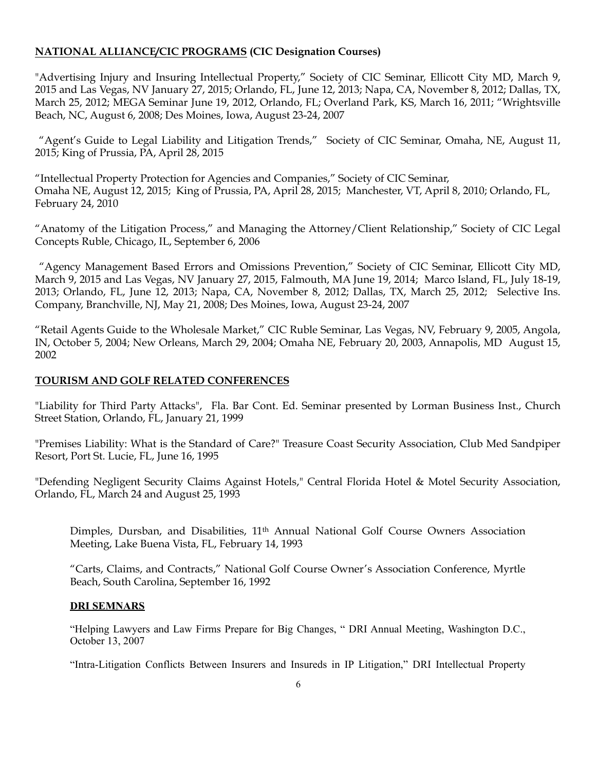**NATIONAL ALLIANCE/CIC PROGRAMS (CIC Designation Courses)**

"Advertising Injury and Insuring Intellectual Property," Society of CIC Seminar, Ellicott City MD, March 9, 2015 and Las Vegas, NV January 27, 2015; Orlando, FL, June 12, 2013; Napa, CA, November 8, 2012; Dallas, TX, March 25, 2012; MEGA Seminar June 19, 2012, Orlando, FL; Overland Park, KS, March 16, 2011; "Wrightsville Beach, NC, August 6, 2008; Des Moines, Iowa, August 23-24, 2007

"Agent's Guide to Legal Liability and Litigation Trends," Society of CIC Seminar, Omaha, NE, August 11, 2015; King of Prussia, PA, April 28, 2015

"Intellectual Property Protection for Agencies and Companies," Society of CIC Seminar, Omaha NE, August 12, 2015; King of Prussia, PA, April 28, 2015; Manchester, VT, April 8, 2010; Orlando, FL, February 24, 2010

"Anatomy of the Litigation Process," and Managing the Attorney/Client Relationship," Society of CIC Legal Concepts Ruble, Chicago, IL, September 6, 2006

"Agency Management Based Errors and Omissions Prevention," Society of CIC Seminar, Ellicott City MD, March 9, 2015 and Las Vegas, NV January 27, 2015, Falmouth, MA June 19, 2014; Marco Island, FL, July 18-19, 2013; Orlando, FL, June 12, 2013; Napa, CA, November 8, 2012; Dallas, TX, March 25, 2012; Selective Ins. Company, Branchville, NJ, May 21, 2008; Des Moines, Iowa, August 23-24, 2007

"Retail Agents Guide to the Wholesale Market," CIC Ruble Seminar, Las Vegas, NV, February 9, 2005, Angola, IN, October 5, 2004; New Orleans, March 29, 2004; Omaha NE, February 20, 2003, Annapolis, MD August 15, 2002

**TOURISM AND GOLF RELATED CONFERENCES**

"Liability for Third Party Attacks", Fla. Bar Cont. Ed. Seminar presented by Lorman Business Inst., Church Street Station, Orlando, FL, January 21, 1999

"Premises Liability: What is the Standard of Care?" Treasure Coast Security Association, Club Med Sandpiper Resort, Port St. Lucie, FL, June 16, 1995

"Defending Negligent Security Claims Against Hotels," Central Florida Hotel & Motel Security Association, Orlando, FL, March 24 and August 25, 1993

Dimples, Dursban, and Disabilities, 11th Annual National Golf Course Owners Association Meeting, Lake Buena Vista, FL, February 14, 1993

"Carts, Claims, and Contracts," National Golf Course Owner's Association Conference, Myrtle Beach, South Carolina, September 16, 1992

**DRI SEMNARS**

"Helping Lawyers and Law Firms Prepare for Big Changes, " DRI Annual Meeting, Washington D.C., October 13, 2007

"Intra-Litigation Conflicts Between Insurers and Insureds in IP Litigation," DRI Intellectual Property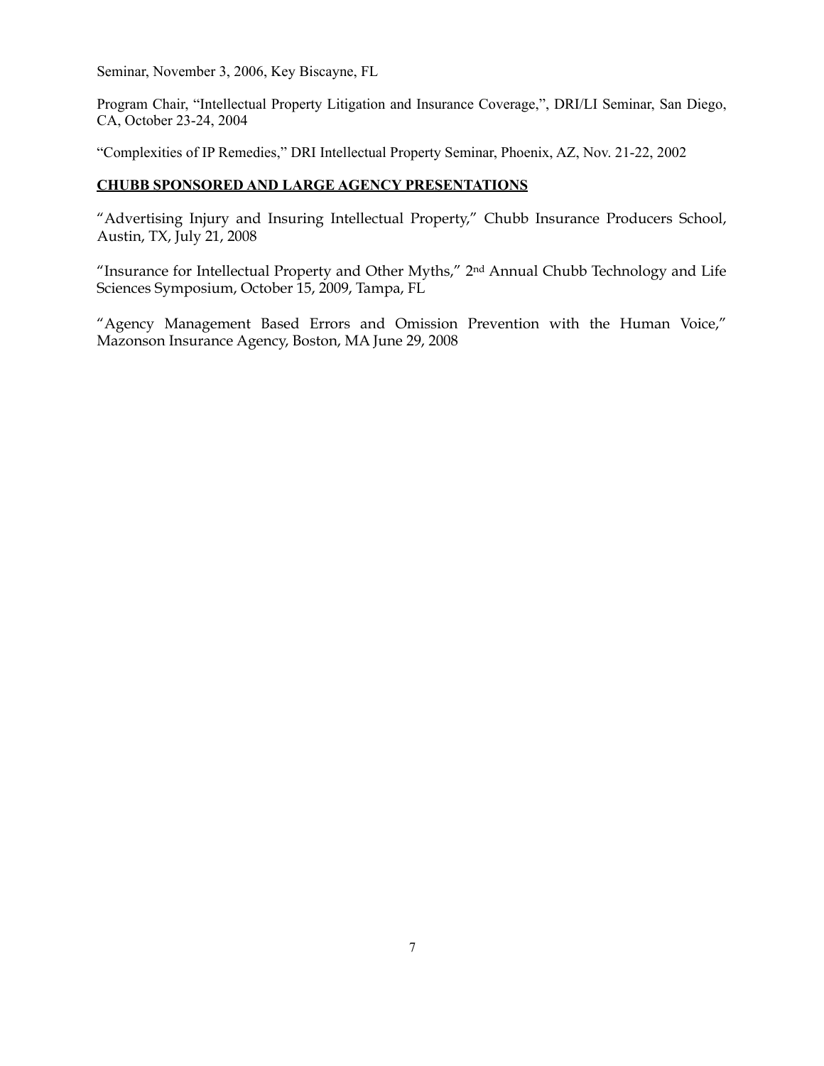Seminar, November 3, 2006, Key Biscayne, FL

Program Chair, "Intellectual Property Litigation and Insurance Coverage,", DRI/LI Seminar, San Diego, CA, October 23-24, 2004

"Complexities of IP Remedies," DRI Intellectual Property Seminar, Phoenix, AZ, Nov. 21-22, 2002

**CHUBB SPONSORED AND LARGE AGENCY PRESENTATIONS**

"Advertising Injury and Insuring Intellectual Property," Chubb Insurance Producers School, Austin, TX, July 21, 2008

"Insurance for Intellectual Property and Other Myths," 2nd Annual Chubb Technology and Life Sciences Symposium, October 15, 2009, Tampa, FL

"Agency Management Based Errors and Omission Prevention with the Human Voice," Mazonson Insurance Agency, Boston, MA June 29, 2008